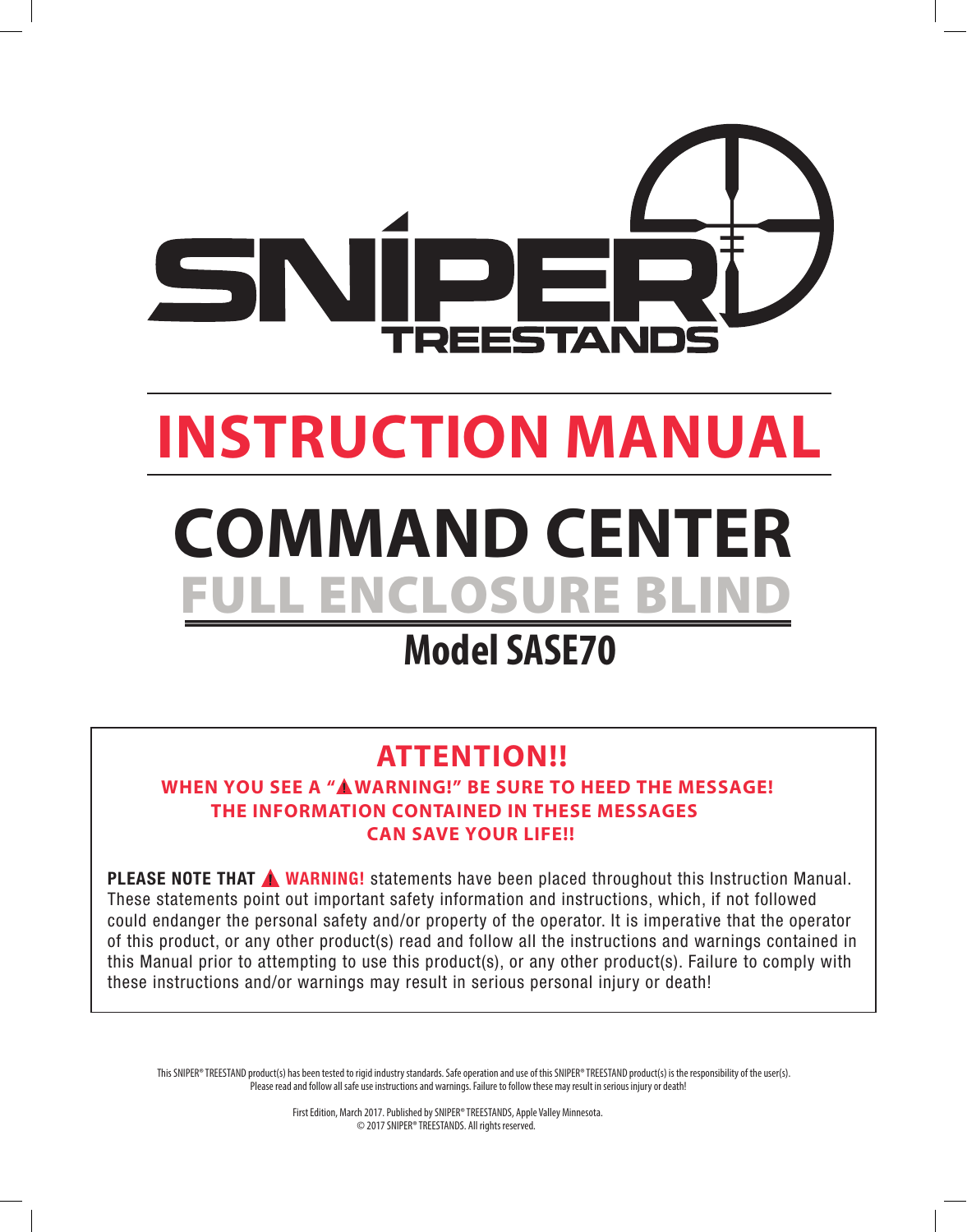SNIPER TREESTANDS

# INSTRUCTION MANUAL

# COMMAND CENTER

## FULL ENCLOSURE BLIND

### Model SASE70

**ATTENTION!!**

**WHEN YOU SEE A "⚠WARNING!" BE SURE TO HEED THE MESSAGE! THE INFORMATION CONTAINED IN THESE MESSAGES CAN SAVE YOUR LIFE!!**

**PLEASE NOTE THAT ⚠ WARNING!** statements have been placed throughout this Instruction Manual. These statements point out important safety information and instructions, which, if not followed could endanger the personal safety and/or property of the operator. It is imperative that the operator of this product, or any other product(s) read and follow all the instructions and warnings contained in this Manual prior to attempting to use this product(s), or any other product(s). Failure to comply with these instructions and/or warnings may result in serious personal injury or death!

This SNIPER® TREESTAND product(s) has been tested to rigid industry standards. Safe operation and use of this SNIPER® TREESTAND product(s) is the responsibility of the user(s). Please read and follow all safe use instructions and warnings. Failure to follow these may result in serious injury or death!

First Edition, March 2017. Published by SNIPER® TREESTANDS, Apple Valley Minnesota.
© 2017 SNIPER® TREESTANDS. All rights reserved.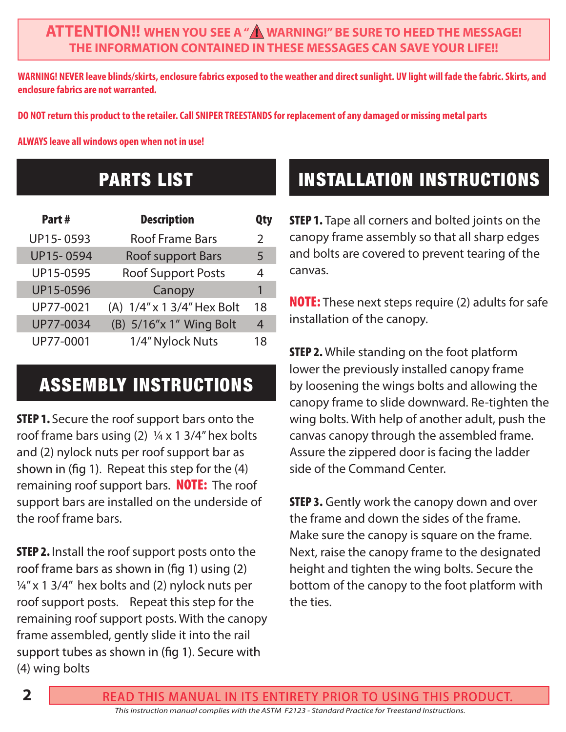**ATTENTION!! WHEN YOU SEE A "⚠ WARNING!" BE SURE TO HEED THE MESSAGE! THE INFORMATION CONTAINED IN THESE MESSAGES CAN SAVE YOUR LIFE!!**

**WARNING! NEVER leave blinds/skirts, enclosure fabrics exposed to the weather and direct sunlight. UV light will fade the fabric. Skirts, and enclosure fabrics are not warranted.**

**DO NOT return this product to the retailer. Call SNIPER TREESTANDS for replacement of any damaged or missing metal parts**

**ALWAYS leave all windows open when not in use!**

## PARTS LIST

| Part # | Description | Qty |
|---|---|---|
| UP15- 0593 | Roof Frame Bars | 2 |
| UP15- 0594 | Roof support Bars | 5 |
| UP15-0595 | Roof Support Posts | 4 |
| UP15-0596 | Canopy | 1 |
| UP77-0021 | (A) 1/4" x 1 3/4" Hex Bolt | 18 |
| UP77-0034 | (B) 5/16"x 1" Wing Bolt | 4 |
| UP77-0001 | 1/4" Nylock Nuts | 18 |

## ASSEMBLY INSTRUCTIONS

**STEP 1.** Secure the roof support bars onto the roof frame bars using (2) ¼ x 1 3/4" hex bolts and (2) nylock nuts per roof support bar as shown in (fig 1). Repeat this step for the (4) remaining roof support bars. **NOTE:** The roof support bars are installed on the underside of the roof frame bars.

**STEP 2.** Install the roof support posts onto the roof frame bars as shown in (fig 1) using (2) ¼" x 1 3/4" hex bolts and (2) nylock nuts per roof support posts. Repeat this step for the remaining roof support posts. With the canopy frame assembled, gently slide it into the rail support tubes as shown in (fig 1). Secure with (4) wing bolts

## INSTALLATION INSTRUCTIONS

**STEP 1.** Tape all corners and bolted joints on the canopy frame assembly so that all sharp edges and bolts are covered to prevent tearing of the canvas.

**NOTE:** These next steps require (2) adults for safe installation of the canopy.

**STEP 2.** While standing on the foot platform lower the previously installed canopy frame by loosening the wings bolts and allowing the canopy frame to slide downward. Re-tighten the wing bolts. With help of another adult, push the canvas canopy through the assembled frame. Assure the zippered door is facing the ladder side of the Command Center.

**STEP 3.** Gently work the canopy down and over the frame and down the sides of the frame. Make sure the canopy is square on the frame. Next, raise the canopy frame to the designated height and tighten the wing bolts. Secure the bottom of the canopy to the foot platform with the ties.

READ THIS MANUAL IN ITS ENTIRETY PRIOR TO USING THIS PRODUCT.

*This instruction manual complies with the ASTM F2123 - Standard Practice for Treestand Instructions.*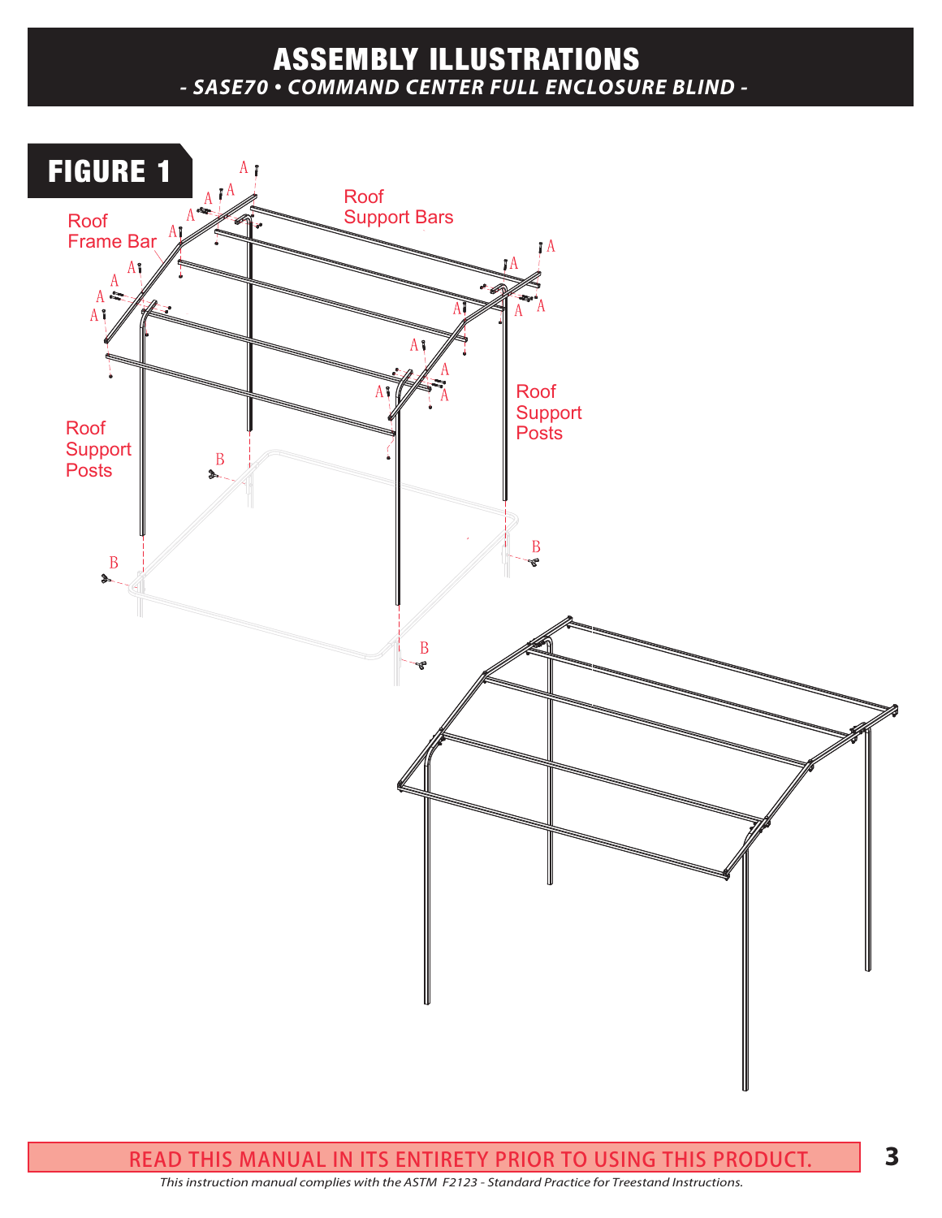# ASSEMBLY ILLUSTRATIONS

***- SASE70 • COMMAND CENTER FULL ENCLOSURE BLIND -***

## FIGURE 1

Roof Frame Bar

Roof Support Bars

Roof Support Posts

Roof Support Posts

A

B

READ THIS MANUAL IN ITS ENTIRETY PRIOR TO USING THIS PRODUCT.

*This instruction manual complies with the ASTM F2123 - Standard Practice for Treestand Instructions.*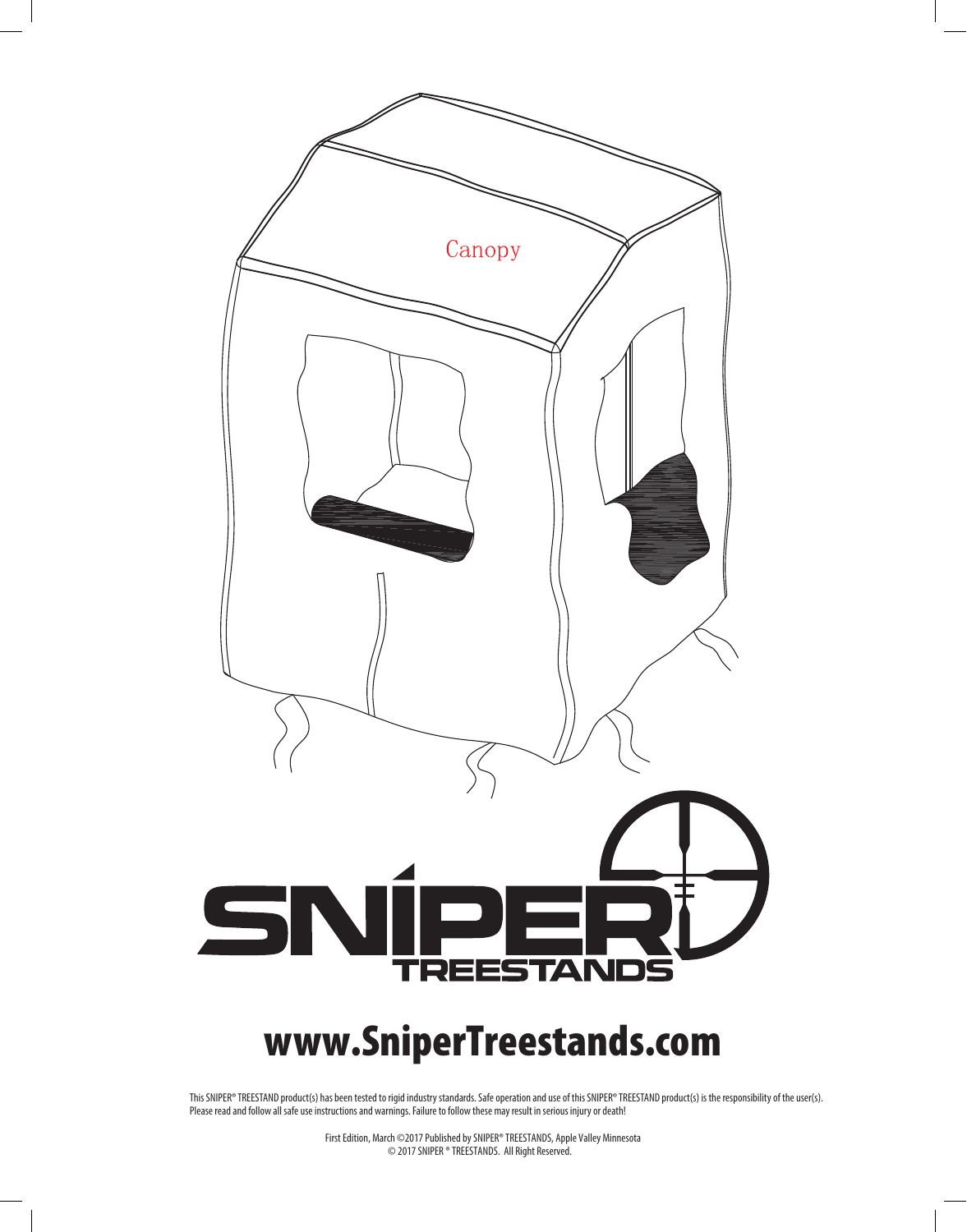Canopy

SNIPER TREESTANDS

# www.SniperTreestands.com

This SNIPER® TREESTAND product(s) has been tested to rigid industry standards. Safe operation and use of this SNIPER® TREESTAND product(s) is the responsibility of the user(s). Please read and follow all safe use instructions and warnings. Failure to follow these may result in serious injury or death!

First Edition, March ©2017 Published by SNIPER® TREESTANDS, Apple Valley Minnesota
© 2017 SNIPER ® TREESTANDS. All Right Reserved.